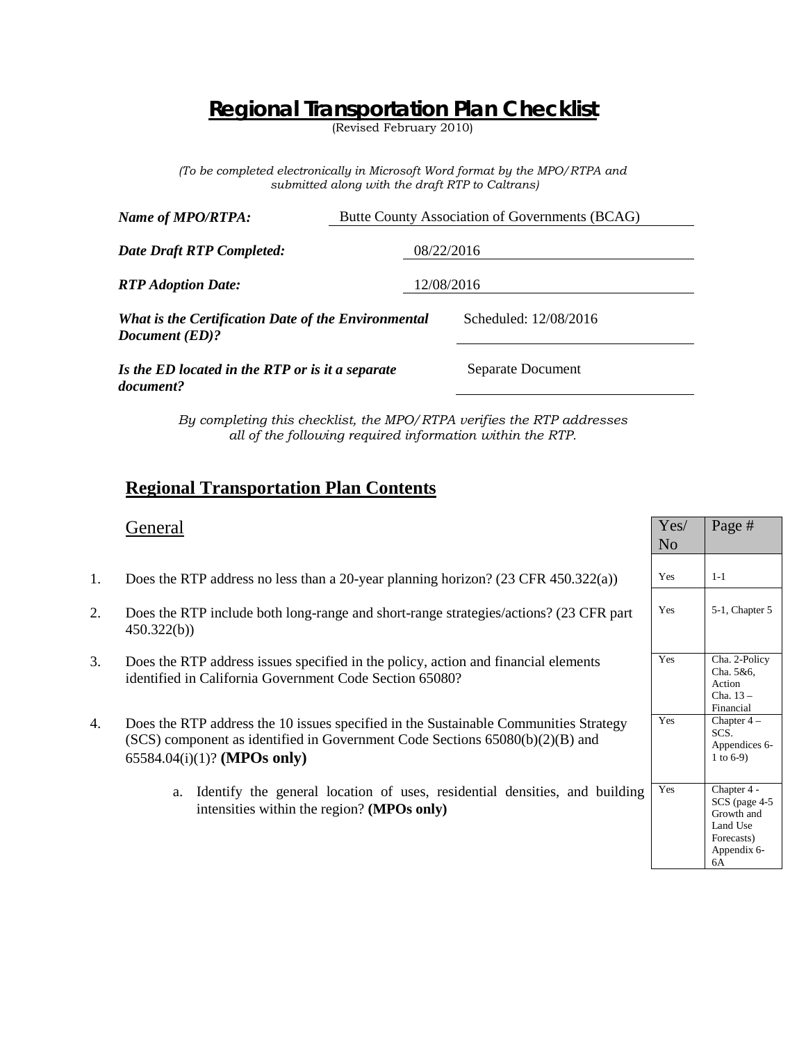# Regional Transportation Plan Checklist

(Revised February 2010)

*(To be completed electronically in Microsoft Word format by the MPO/RTPA and submitted along with the draft RTP to Caltrans)*

***Name of MPO/RTPA:*** Butte County Association of Governments (BCAG)

***Date Draft RTP Completed:*** 08/22/2016

***RTP Adoption Date:*** 12/08/2016

***What is the Certification Date of the Environmental Document (ED)?*** Scheduled: 12/08/2016

***Is the ED located in the RTP or is it a separate document?*** Separate Document

*By completing this checklist, the MPO/RTPA verifies the RTP addresses all of the following required information within the RTP.*

## Regional Transportation Plan Contents

### General

| | | Yes/No | Page # |
|---|---|---|---|
| 1. | Does the RTP address no less than a 20-year planning horizon? (23 CFR 450.322(a)) | Yes | 1-1 |
| 2. | Does the RTP include both long-range and short-range strategies/actions? (23 CFR part 450.322(b)) | Yes | 5-1, Chapter 5 |
| 3. | Does the RTP address issues specified in the policy, action and financial elements identified in California Government Code Section 65080? | Yes | Cha. 2-Policy Cha. 5&6, Action Cha. 13 – Financial |
| 4. | Does the RTP address the 10 issues specified in the Sustainable Communities Strategy (SCS) component as identified in Government Code Sections 65080(b)(2)(B) and 65584.04(i)(1)? **(MPOs only)** | Yes | Chapter 4 – SCS. Appendices 6-1 to 6-9) |
| | a. Identify the general location of uses, residential densities, and building intensities within the region? **(MPOs only)** | Yes | Chapter 4 - SCS (page 4-5 Growth and Land Use Forecasts) Appendix 6-6A |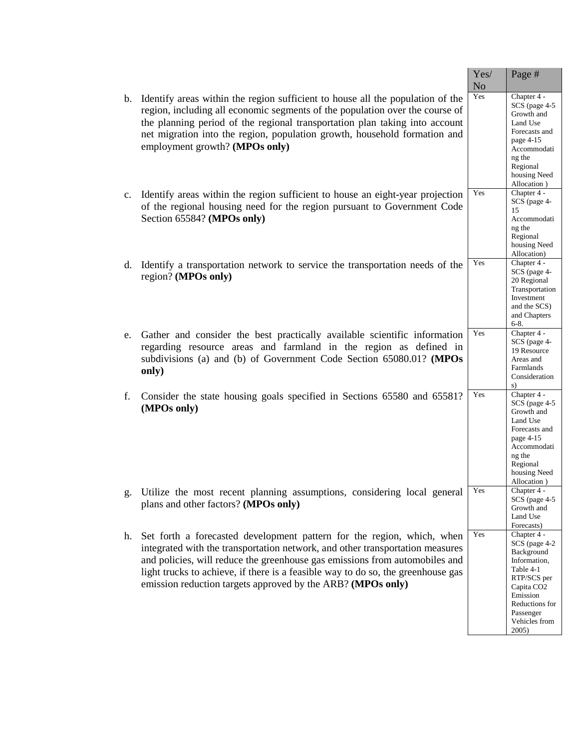| | Yes/ No | Page # |
|---|---|---|
| b. Identify areas within the region sufficient to house all the population of the region, including all economic segments of the population over the course of the planning period of the regional transportation plan taking into account net migration into the region, population growth, household formation and employment growth? **(MPOs only)** | Yes | Chapter 4 - SCS (page 4-5 Growth and Land Use Forecasts and page 4-15 Accommodating the Regional housing Need Allocation ) |
| c. Identify areas within the region sufficient to house an eight-year projection of the regional housing need for the region pursuant to Government Code Section 65584? **(MPOs only)** | Yes | Chapter 4 - SCS (page 4-15 Accommodating the Regional housing Need Allocation) |
| d. Identify a transportation network to service the transportation needs of the region? **(MPOs only)** | Yes | Chapter 4 - SCS (page 4-20 Regional Transportation Investment and the SCS) and Chapters 6-8. |
| e. Gather and consider the best practically available scientific information regarding resource areas and farmland in the region as defined in subdivisions (a) and (b) of Government Code Section 65080.01? **(MPOs only)** | Yes | Chapter 4 - SCS (page 4-19 Resource Areas and Farmlands Considerations) |
| f. Consider the state housing goals specified in Sections 65580 and 65581? **(MPOs only)** | Yes | Chapter 4 - SCS (page 4-5 Growth and Land Use Forecasts and page 4-15 Accommodating the Regional housing Need Allocation ) |
| g. Utilize the most recent planning assumptions, considering local general plans and other factors? **(MPOs only)** | Yes | Chapter 4 - SCS (page 4-5 Growth and Land Use Forecasts) |
| h. Set forth a forecasted development pattern for the region, which, when integrated with the transportation network, and other transportation measures and policies, will reduce the greenhouse gas emissions from automobiles and light trucks to achieve, if there is a feasible way to do so, the greenhouse gas emission reduction targets approved by the ARB? **(MPOs only)** | Yes | Chapter 4 - SCS (page 4-2 Background Information, Table 4-1 RTP/SCS per Capita $CO_2$ Emission Reductions for Passenger Vehicles from 2005) |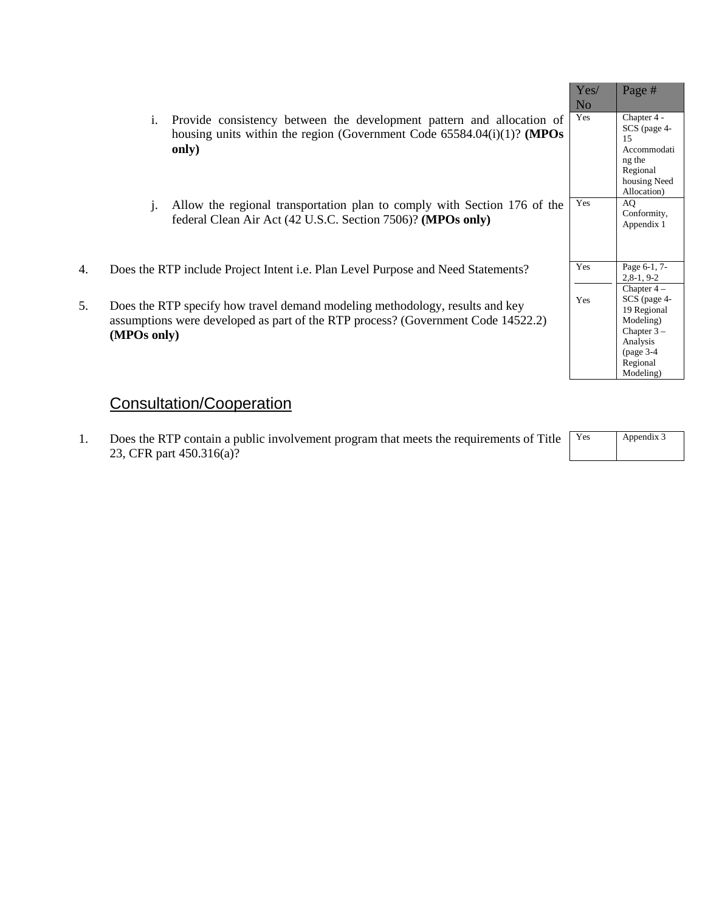| | Yes/ No | Page # |
|---|---|---|
| i. Provide consistency between the development pattern and allocation of housing units within the region (Government Code 65584.04(i)(1)? **(MPOs only)** | Yes | Chapter 4 - SCS (page 4-15 Accommodating the Regional housing Need Allocation) |
| j. Allow the regional transportation plan to comply with Section 176 of the federal Clean Air Act (42 U.S.C. Section 7506)? **(MPOs only)** | Yes | AQ Conformity, Appendix 1 |
| 4. Does the RTP include Project Intent i.e. Plan Level Purpose and Need Statements? | Yes | Page 6-1, 7-2,8-1, 9-2 |
| 5. Does the RTP specify how travel demand modeling methodology, results and key assumptions were developed as part of the RTP process? (Government Code 14522.2) **(MPOs only)** | Yes | Chapter 4 – SCS (page 4-19 Regional Modeling) Chapter 3 – Analysis (page 3-4 Regional Modeling) |

## Consultation/Cooperation

| | | |
|---|---|---|
| 1. Does the RTP contain a public involvement program that meets the requirements of Title 23, CFR part 450.316(a)? | Yes | Appendix 3 |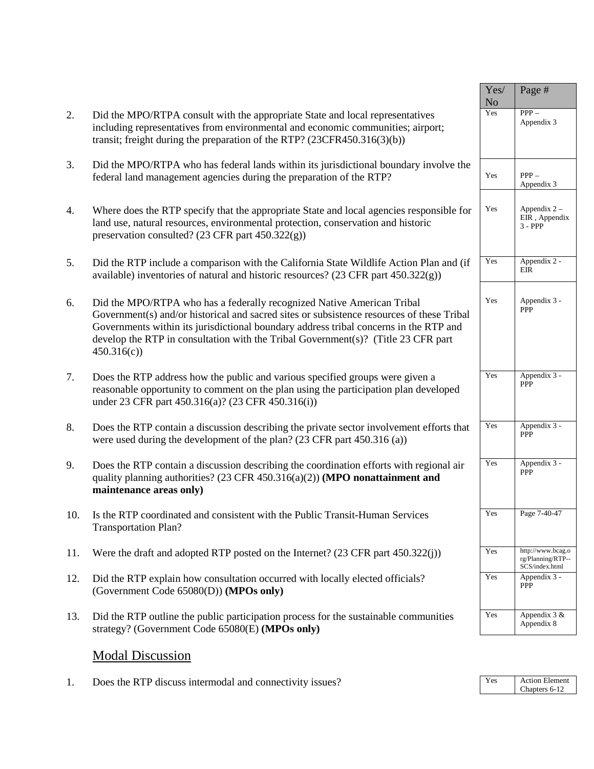| | | Yes/ No | Page # |
|---|---|---|---|
| 2. | Did the MPO/RTPA consult with the appropriate State and local representatives including representatives from environmental and economic communities; airport; transit; freight during the preparation of the RTP? (23CFR450.316(3)(b)) | Yes | PPP – Appendix 3 |
| 3. | Did the MPO/RTPA who has federal lands within its jurisdictional boundary involve the federal land management agencies during the preparation of the RTP? | Yes | PPP – Appendix 3 |
| 4. | Where does the RTP specify that the appropriate State and local agencies responsible for land use, natural resources, environmental protection, conservation and historic preservation consulted? (23 CFR part 450.322(g)) | Yes | Appendix 2 – EIR , Appendix 3 - PPP |
| 5. | Did the RTP include a comparison with the California State Wildlife Action Plan and (if available) inventories of natural and historic resources? (23 CFR part 450.322(g)) | Yes | Appendix 2 - EIR |
| 6. | Did the MPO/RTPA who has a federally recognized Native American Tribal Government(s) and/or historical and sacred sites or subsistence resources of these Tribal Governments within its jurisdictional boundary address tribal concerns in the RTP and develop the RTP in consultation with the Tribal Government(s)? (Title 23 CFR part 450.316(c)) | Yes | Appendix 3 - PPP |
| 7. | Does the RTP address how the public and various specified groups were given a reasonable opportunity to comment on the plan using the participation plan developed under 23 CFR part 450.316(a)? (23 CFR 450.316(i)) | Yes | Appendix 3 - PPP |
| 8. | Does the RTP contain a discussion describing the private sector involvement efforts that were used during the development of the plan? (23 CFR part 450.316 (a)) | Yes | Appendix 3 - PPP |
| 9. | Does the RTP contain a discussion describing the coordination efforts with regional air quality planning authorities? (23 CFR 450.316(a)(2)) **(MPO nonattainment and maintenance areas only)** | Yes | Appendix 3 - PPP |
| 10. | Is the RTP coordinated and consistent with the Public Transit-Human Services Transportation Plan? | Yes | Page 7-40-47 |
| 11. | Were the draft and adopted RTP posted on the Internet? (23 CFR part 450.322(j)) | Yes | http://www.bcag.org/Planning/RTP--SCS/index.html |
| 12. | Did the RTP explain how consultation occurred with locally elected officials? (Government Code 65080(D)) **(MPOs only)** | Yes | Appendix 3 - PPP |
| 13. | Did the RTP outline the public participation process for the sustainable communities strategy? (Government Code 65080(E) **(MPOs only)** | Yes | Appendix 3 & Appendix 8 |

## Modal Discussion

| | | Yes/ No | Page # |
|---|---|---|---|
| 1. | Does the RTP discuss intermodal and connectivity issues? | Yes | Action Element Chapters 6-12 |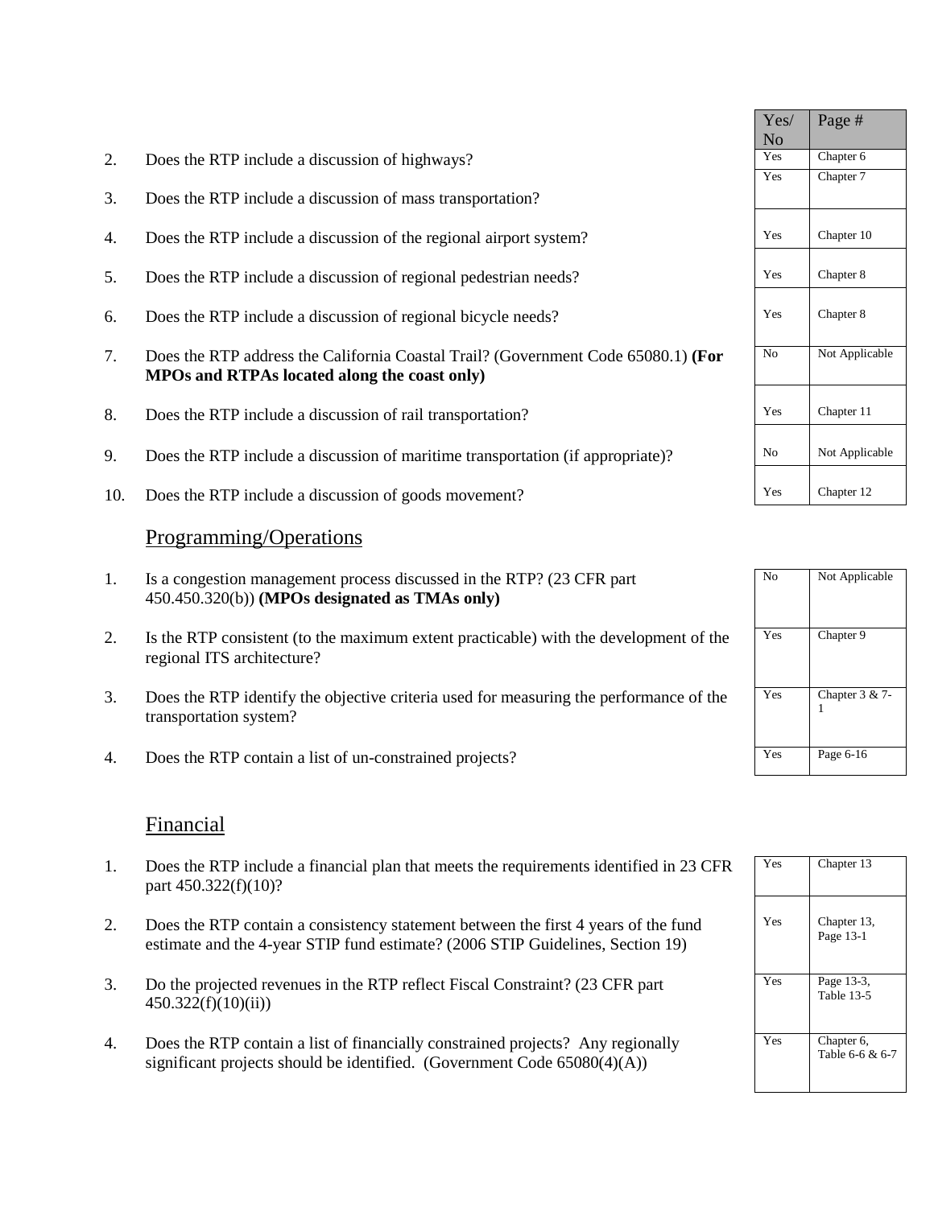| | | Yes/ No | Page # |
|---|---|---|---|
| 2. | Does the RTP include a discussion of highways? | Yes | Chapter 6 |
| 3. | Does the RTP include a discussion of mass transportation? | Yes | Chapter 7 |
| 4. | Does the RTP include a discussion of the regional airport system? | Yes | Chapter 10 |
| 5. | Does the RTP include a discussion of regional pedestrian needs? | Yes | Chapter 8 |
| 6. | Does the RTP include a discussion of regional bicycle needs? | Yes | Chapter 8 |
| 7. | Does the RTP address the California Coastal Trail? (Government Code 65080.1) **(For MPOs and RTPAs located along the coast only)** | No | Not Applicable |
| 8. | Does the RTP include a discussion of rail transportation? | Yes | Chapter 11 |
| 9. | Does the RTP include a discussion of maritime transportation (if appropriate)? | No | Not Applicable |
| 10. | Does the RTP include a discussion of goods movement? | Yes | Chapter 12 |

## Programming/Operations

| | | Yes/ No | Page # |
|---|---|---|---|
| 1. | Is a congestion management process discussed in the RTP? (23 CFR part 450.450.320(b)) **(MPOs designated as TMAs only)** | No | Not Applicable |
| 2. | Is the RTP consistent (to the maximum extent practicable) with the development of the regional ITS architecture? | Yes | Chapter 9 |
| 3. | Does the RTP identify the objective criteria used for measuring the performance of the transportation system? | Yes | Chapter 3 & 7-1 |
| 4. | Does the RTP contain a list of un-constrained projects? | Yes | Page 6-16 |

## Financial

| | | Yes/ No | Page # |
|---|---|---|---|
| 1. | Does the RTP include a financial plan that meets the requirements identified in 23 CFR part 450.322(f)(10)? | Yes | Chapter 13 |
| 2. | Does the RTP contain a consistency statement between the first 4 years of the fund estimate and the 4-year STIP fund estimate? (2006 STIP Guidelines, Section 19) | Yes | Chapter 13, Page 13-1 |
| 3. | Do the projected revenues in the RTP reflect Fiscal Constraint? (23 CFR part 450.322(f)(10)(ii)) | Yes | Page 13-3, Table 13-5 |
| 4. | Does the RTP contain a list of financially constrained projects? Any regionally significant projects should be identified. (Government Code 65080(4)(A)) | Yes | Chapter 6, Table 6-6 & 6-7 |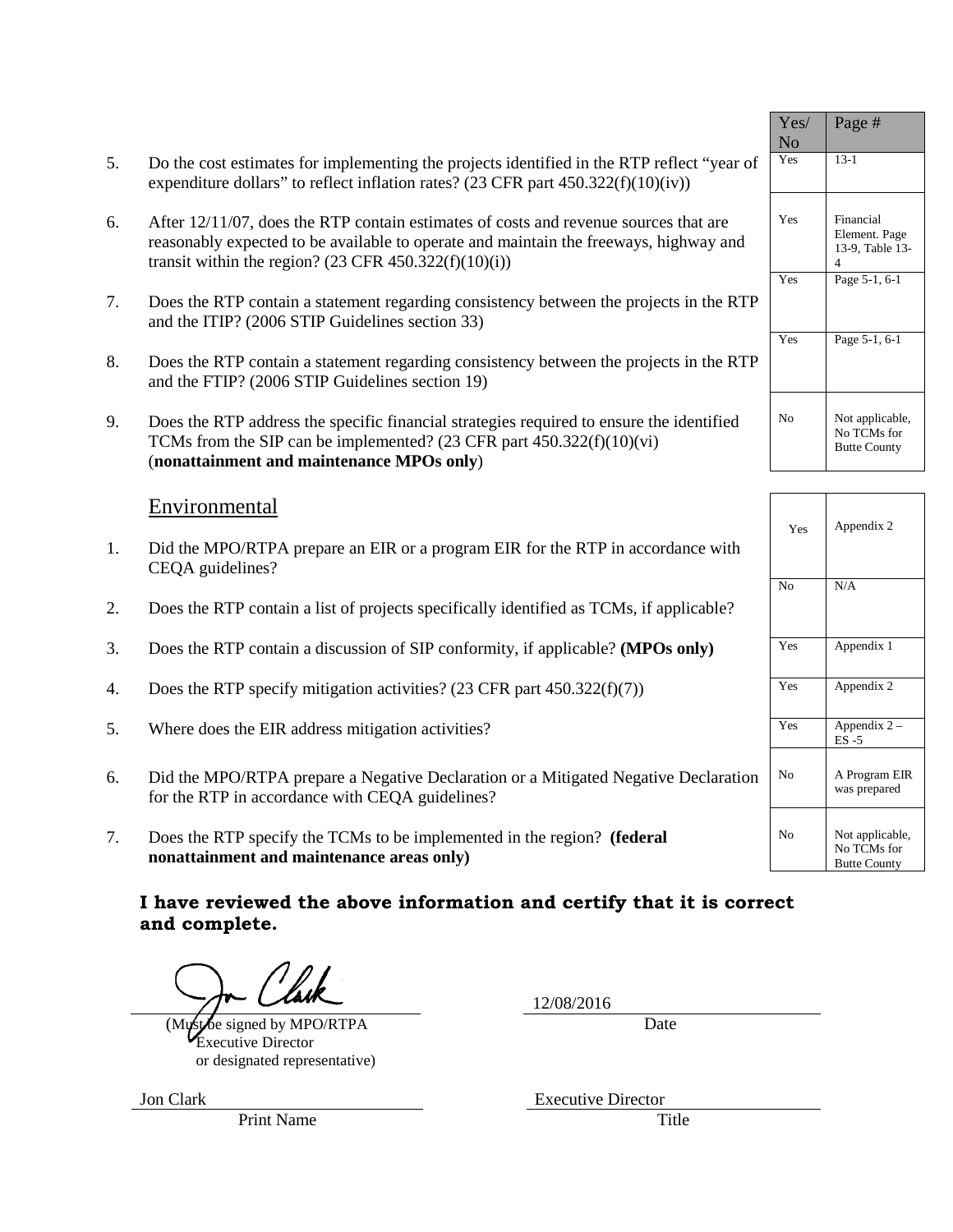| # | Question | Yes/No | Page # |
|---|---|---|---|
| 5. | Do the cost estimates for implementing the projects identified in the RTP reflect "year of expenditure dollars" to reflect inflation rates? (23 CFR part 450.322(f)(10)(iv)) | Yes | 13-1 |
| 6. | After 12/11/07, does the RTP contain estimates of costs and revenue sources that are reasonably expected to be available to operate and maintain the freeways, highway and transit within the region? (23 CFR 450.322(f)(10)(i)) | Yes | Financial Element. Page 13-9, Table 13-4 |
| 7. | Does the RTP contain a statement regarding consistency between the projects in the RTP and the ITIP? (2006 STIP Guidelines section 33) | Yes | Page 5-1, 6-1 |
| 8. | Does the RTP contain a statement regarding consistency between the projects in the RTP and the FTIP? (2006 STIP Guidelines section 19) | Yes | Page 5-1, 6-1 |
| 9. | Does the RTP address the specific financial strategies required to ensure the identified TCMs from the SIP can be implemented? (23 CFR part 450.322(f)(10)(vi) (**nonattainment and maintenance MPOs only**) | No | Not applicable, No TCMs for Butte County |

## Environmental

| # | Question | Yes/No | Page # |
|---|---|---|---|
| 1. | Did the MPO/RTPA prepare an EIR or a program EIR for the RTP in accordance with CEQA guidelines? | Yes | Appendix 2 |
| 2. | Does the RTP contain a list of projects specifically identified as TCMs, if applicable? | No | N/A |
| 3. | Does the RTP contain a discussion of SIP conformity, if applicable? **(MPOs only)** | Yes | Appendix 1 |
| 4. | Does the RTP specify mitigation activities? (23 CFR part 450.322(f)(7)) | Yes | Appendix 2 |
| 5. | Where does the EIR address mitigation activities? | Yes | Appendix 2 – ES -5 |
| 6. | Did the MPO/RTPA prepare a Negative Declaration or a Mitigated Negative Declaration for the RTP in accordance with CEQA guidelines? | No | A Program EIR was prepared |
| 7. | Does the RTP specify the TCMs to be implemented in the region? **(federal nonattainment and maintenance areas only)** | No | Not applicable, No TCMs for Butte County |

**I have reviewed the above information and certify that it is correct and complete.**

(Must be signed by MPO/RTPA Executive Director or designated representative)

12/08/2016
Date

Jon Clark
Print Name

Executive Director
Title